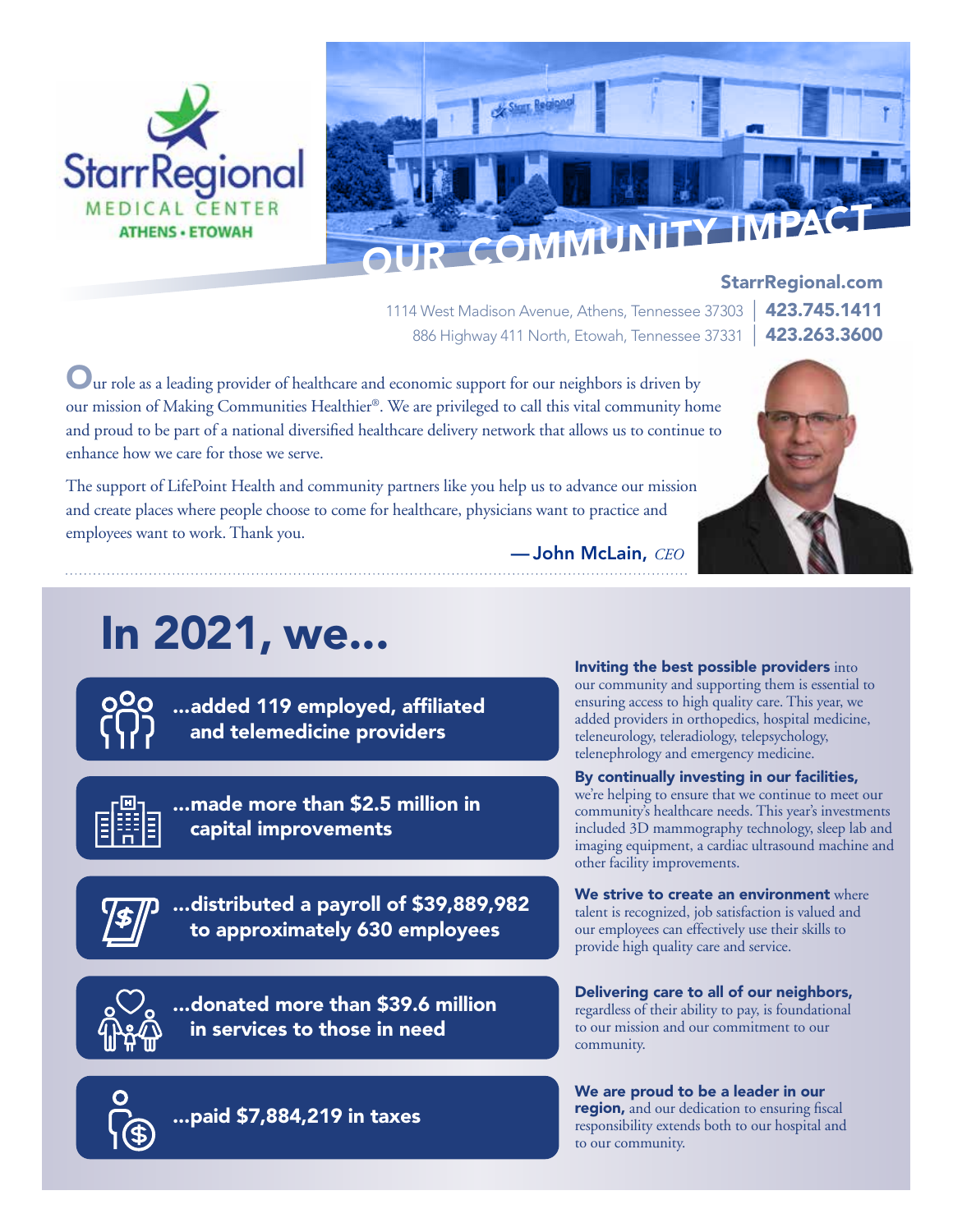# Starr Regional Medical Center

ATHENS • ETOWAH

# OUR COMMUNITY IMPACT

**StarrRegional.com**

1114 West Madison Avenue, Athens, Tennessee 37303 | **423.745.1411**

886 Highway 411 North, Etowah, Tennessee 37331 | **423.263.3600**

Our role as a leading provider of healthcare and economic support for our neighbors is driven by our mission of Making Communities Healthier®. We are privileged to call this vital community home and proud to be part of a national diversified healthcare delivery network that allows us to continue to enhance how we care for those we serve.

The support of LifePoint Health and community partners like you help us to advance our mission and create places where people choose to come for healthcare, physicians want to practice and employees want to work. Thank you.

— **John McLain,** *CEO*

## In 2021, we...

- **...added 119 employed, affiliated and telemedicine providers**
- **...made more than $2.5 million in capital improvements**
- **...distributed a payroll of $39,889,982 to approximately 630 employees**
- **...donated more than $39.6 million in services to those in need**
- **...paid $7,884,219 in taxes**

**Inviting the best possible providers** into our community and supporting them is essential to ensuring access to high quality care. This year, we added providers in orthopedics, hospital medicine, teleneurology, teleradiology, telepsychology, telenephrology and emergency medicine.

**By continually investing in our facilities,** we're helping to ensure that we continue to meet our community's healthcare needs. This year's investments included 3D mammography technology, sleep lab and imaging equipment, a cardiac ultrasound machine and other facility improvements.

**We strive to create an environment** where talent is recognized, job satisfaction is valued and our employees can effectively use their skills to provide high quality care and service.

**Delivering care to all of our neighbors,** regardless of their ability to pay, is foundational to our mission and our commitment to our community.

**We are proud to be a leader in our region,** and our dedication to ensuring fiscal responsibility extends both to our hospital and to our community.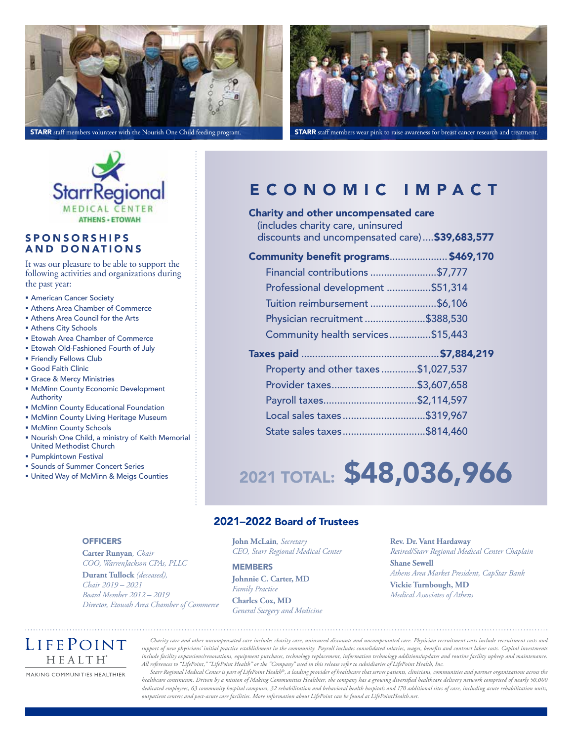**STARR** staff members volunteer with the Nourish One Child feeding program.

**STARR** staff members wear pink to raise awareness for breast cancer research and treatment.

StarrRegional MEDICAL CENTER ATHENS • ETOWAH

## SPONSORSHIPS AND DONATIONS

It was our pleasure to be able to support the following activities and organizations during the past year:

- American Cancer Society
- Athens Area Chamber of Commerce
- Athens Area Council for the Arts
- Athens City Schools
- Etowah Area Chamber of Commerce
- Etowah Old-Fashioned Fourth of July
- Friendly Fellows Club
- Good Faith Clinic
- Grace & Mercy Ministries
- McMinn County Economic Development Authority
- McMinn County Educational Foundation
- McMinn County Living Heritage Museum
- McMinn County Schools
- Nourish One Child, a ministry of Keith Memorial United Methodist Church
- Pumpkintown Festival
- Sounds of Summer Concert Series
- United Way of McMinn & Meigs Counties

## ECONOMIC IMPACT

**Charity and other uncompensated care** (includes charity care, uninsured discounts and uncompensated care)....**$39,683,577**

**Community benefit programs**.................... **$469,170**

- Financial contributions ........................$7,777
- Professional development ................$51,314
- Tuition reimbursement ........................$6,106
- Physician recruitment ......................$388,530
- Community health services...............$15,443

**Taxes paid** ................................................**$7,884,219**

- Property and other taxes.............$1,027,537
- Provider taxes..............................$3,607,658
- Payroll taxes.................................$2,114,597
- Local sales taxes .............................$319,967
- State sales taxes.............................$814,460

**2021 TOTAL: $48,036,966**

## 2021–2022 Board of Trustees

**OFFICERS**

**Carter Runyan**, *Chair*
*COO, WarrenJackson CPAs, PLLC*

**Durant Tullock** *(deceased),*
*Chair 2019 – 2021*
*Board Member 2012 – 2019*
*Director, Etowah Area Chamber of Commerce*

**John McLain**, *Secretary*
*CEO, Starr Regional Medical Center*

**MEMBERS**

**Johnnie C. Carter, MD**
*Family Practice*

**Charles Cox, MD**
*General Surgery and Medicine*

**Rev. Dr. Vant Hardaway**
*Retired/Starr Regional Medical Center Chaplain*

**Shane Sewell**
*Athens Area Market President, CapStar Bank*

**Vickie Turnbough, MD**
*Medical Associates of Athens*

LIFEPOINT HEALTH® MAKING COMMUNITIES HEALTHIER

*Charity care and other uncompensated care includes charity care, uninsured discounts and uncompensated care. Physician recruitment costs include recruitment costs and support of new physicians' initial practice establishment in the community. Payroll includes consolidated salaries, wages, benefits and contract labor costs. Capital investments include facility expansions/renovations, equipment purchases, technology replacement, information technology additions/updates and routine facility upkeep and maintenance. All references to "LifePoint," "LifePoint Health" or the "Company" used in this release refer to subsidiaries of LifePoint Health, Inc.*

*Starr Regional Medical Center is part of LifePoint Health®, a leading provider of healthcare that serves patients, clinicians, communities and partner organizations across the healthcare continuum. Driven by a mission of Making Communities Healthier, the company has a growing diversified healthcare delivery network comprised of nearly 50,000 dedicated employees, 63 community hospital campuses, 32 rehabilitation and behavioral health hospitals and 170 additional sites of care, including acute rehabilitation units, outpatient centers and post-acute care facilities. More information about LifePoint can be found at LifePointHealth.net.*